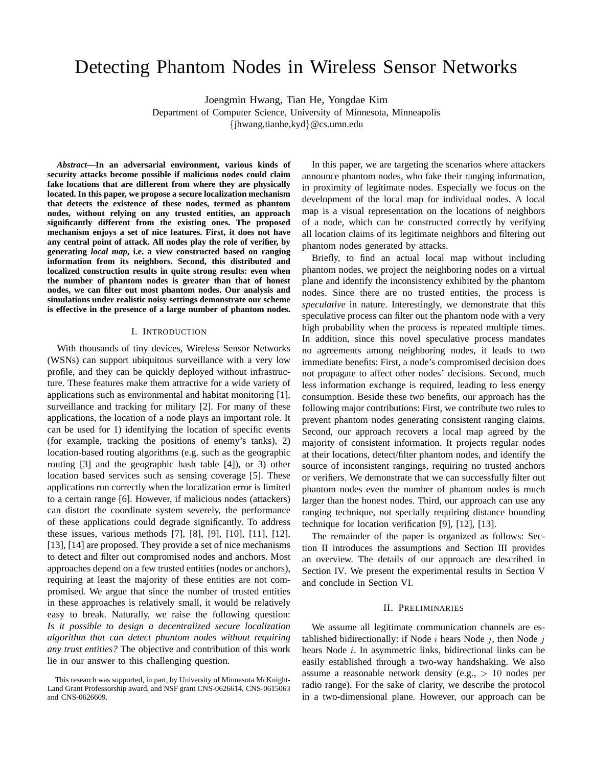# Detecting Phantom Nodes in Wireless Sensor Networks

Joengmin Hwang, Tian He, Yongdae Kim
Department of Computer Science, University of Minnesota, Minneapolis
{jhwang,tianhe,kyd}@cs.umn.edu

***Abstract*—In an adversarial environment, various kinds of security attacks become possible if malicious nodes could claim fake locations that are different from where they are physically located. In this paper, we propose a secure localization mechanism that detects the existence of these nodes, termed as phantom nodes, without relying on any trusted entities, an approach significantly different from the existing ones. The proposed mechanism enjoys a set of nice features. First, it does not have any central point of attack. All nodes play the role of verifier, by generating *local map*, i.e. a view constructed based on ranging information from its neighbors. Second, this distributed and localized construction results in quite strong results: even when the number of phantom nodes is greater than that of honest nodes, we can filter out most phantom nodes. Our analysis and simulations under realistic noisy settings demonstrate our scheme is effective in the presence of a large number of phantom nodes.**

## I. Introduction

With thousands of tiny devices, Wireless Sensor Networks (WSNs) can support ubiquitous surveillance with a very low profile, and they can be quickly deployed without infrastructure. These features make them attractive for a wide variety of applications such as environmental and habitat monitoring [1], surveillance and tracking for military [2]. For many of these applications, the location of a node plays an important role. It can be used for 1) identifying the location of specific events (for example, tracking the positions of enemy's tanks), 2) location-based routing algorithms (e.g. such as the geographic routing [3] and the geographic hash table [4]), or 3) other location based services such as sensing coverage [5]. These applications run correctly when the localization error is limited to a certain range [6]. However, if malicious nodes (attackers) can distort the coordinate system severely, the performance of these applications could degrade significantly. To address these issues, various methods [7], [8], [9], [10], [11], [12], [13], [14] are proposed. They provide a set of nice mechanisms to detect and filter out compromised nodes and anchors. Most approaches depend on a few trusted entities (nodes or anchors), requiring at least the majority of these entities are not compromised. We argue that since the number of trusted entities in these approaches is relatively small, it would be relatively easy to break. Naturally, we raise the following question: *Is it possible to design a decentralized secure localization algorithm that can detect phantom nodes without requiring any trust entities?* The objective and contribution of this work lie in our answer to this challenging question.

This research was supported, in part, by University of Minnesota McKnight-Land Grant Professorship award, and NSF grant CNS-0626614, CNS-0615063 and CNS-0626609.

In this paper, we are targeting the scenarios where attackers announce phantom nodes, who fake their ranging information, in proximity of legitimate nodes. Especially we focus on the development of the local map for individual nodes. A local map is a visual representation on the locations of neighbors of a node, which can be constructed correctly by verifying all location claims of its legitimate neighbors and filtering out phantom nodes generated by attacks.

Briefly, to find an actual local map without including phantom nodes, we project the neighboring nodes on a virtual plane and identify the inconsistency exhibited by the phantom nodes. Since there are no trusted entities, the process is *speculative* in nature. Interestingly, we demonstrate that this speculative process can filter out the phantom node with a very high probability when the process is repeated multiple times. In addition, since this novel speculative process mandates no agreements among neighboring nodes, it leads to two immediate benefits: First, a node's compromised decision does not propagate to affect other nodes' decisions. Second, much less information exchange is required, leading to less energy consumption. Beside these two benefits, our approach has the following major contributions: First, we contribute two rules to prevent phantom nodes generating consistent ranging claims. Second, our approach recovers a local map agreed by the majority of consistent information. It projects regular nodes at their locations, detect/filter phantom nodes, and identify the source of inconsistent rangings, requiring no trusted anchors or verifiers. We demonstrate that we can successfully filter out phantom nodes even the number of phantom nodes is much larger than the honest nodes. Third, our approach can use any ranging technique, not specially requiring distance bounding technique for location verification [9], [12], [13].

The remainder of the paper is organized as follows: Section II introduces the assumptions and Section III provides an overview. The details of our approach are described in Section IV. We present the experimental results in Section V and conclude in Section VI.

## II. Preliminaries

We assume all legitimate communication channels are established bidirectionally: if Node $i$ hears Node $j$, then Node $j$ hears Node $i$. In asymmetric links, bidirectional links can be easily established through a two-way handshaking. We also assume a reasonable network density (e.g., $> 10$ nodes per radio range). For the sake of clarity, we describe the protocol in a two-dimensional plane. However, our approach can be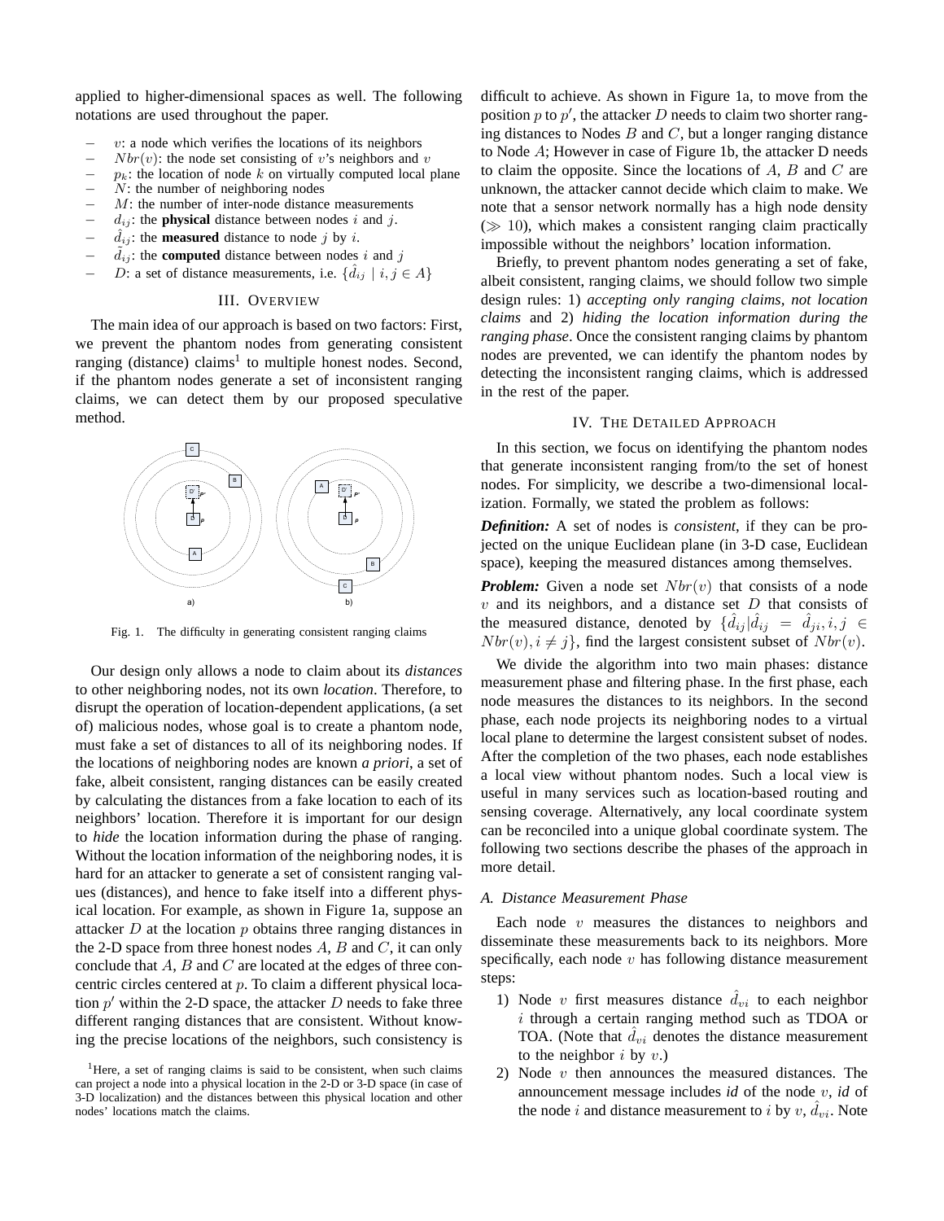applied to higher-dimensional spaces as well. The following notations are used throughout the paper.

- $v$: a node which verifies the locations of its neighbors
- $Nbr(v)$: the node set consisting of $v$'s neighbors and $v$
- $p_k$: the location of node $k$ on virtually computed local plane
- $N$: the number of neighboring nodes
- $M$: the number of inter-node distance measurements
- $d_{ij}$: the **physical** distance between nodes $i$ and $j$.
- $\hat{d}_{ij}$: the **measured** distance to node $j$ by $i$.
- $\tilde{d}_{ij}$: the **computed** distance between nodes $i$ and $j$
- $D$: a set of distance measurements, i.e. $\{\hat{d}_{ij} \mid i, j \in A\}$

## III. Overview

The main idea of our approach is based on two factors: First, we prevent the phantom nodes from generating consistent ranging (distance) claims[1] to multiple honest nodes. Second, if the phantom nodes generate a set of inconsistent ranging claims, we can detect them by our proposed speculative method.

Fig. 1. The difficulty in generating consistent ranging claims

Our design only allows a node to claim about its *distances* to other neighboring nodes, not its own *location*. Therefore, to disrupt the operation of location-dependent applications, (a set of) malicious nodes, whose goal is to create a phantom node, must fake a set of distances to all of its neighboring nodes. If the locations of neighboring nodes are known *a priori*, a set of fake, albeit consistent, ranging distances can be easily created by calculating the distances from a fake location to each of its neighbors' location. Therefore it is important for our design to *hide* the location information during the phase of ranging. Without the location information of the neighboring nodes, it is hard for an attacker to generate a set of consistent ranging values (distances), and hence to fake itself into a different physical location. For example, as shown in Figure 1a, suppose an attacker $D$ at the location $p$ obtains three ranging distances in the 2-D space from three honest nodes $A$, $B$ and $C$, it can only conclude that $A$, $B$ and $C$ are located at the edges of three concentric circles centered at $p$. To claim a different physical location $p'$ within the 2-D space, the attacker $D$ needs to fake three different ranging distances that are consistent. Without knowing the precise locations of the neighbors, such consistency is difficult to achieve. As shown in Figure 1a, to move from the position $p$ to $p'$, the attacker $D$ needs to claim two shorter ranging distances to Nodes $B$ and $C$, but a longer ranging distance to Node $A$; However in case of Figure 1b, the attacker D needs to claim the opposite. Since the locations of $A$, $B$ and $C$ are unknown, the attacker cannot decide which claim to make. We note that a sensor network normally has a high node density ($\gg 10$), which makes a consistent ranging claim practically impossible without the neighbors' location information.

[1] Here, a set of ranging claims is said to be consistent, when such claims can project a node into a physical location in the 2-D or 3-D space (in case of 3-D localization) and the distances between this physical location and other nodes' locations match the claims.

Briefly, to prevent phantom nodes generating a set of fake, albeit consistent, ranging claims, we should follow two simple design rules: 1) *accepting only ranging claims, not location claims* and 2) *hiding the location information during the ranging phase*. Once the consistent ranging claims by phantom nodes are prevented, we can identify the phantom nodes by detecting the inconsistent ranging claims, which is addressed in the rest of the paper.

## IV. The Detailed Approach

In this section, we focus on identifying the phantom nodes that generate inconsistent ranging from/to the set of honest nodes. For simplicity, we describe a two-dimensional localization. Formally, we stated the problem as follows:

***Definition:*** A set of nodes is *consistent*, if they can be projected on the unique Euclidean plane (in 3-D case, Euclidean space), keeping the measured distances among themselves.

***Problem:*** Given a node set $Nbr(v)$ that consists of a node $v$ and its neighbors, and a distance set $D$ that consists of the measured distance, denoted by $\{\hat{d}_{ij} | \hat{d}_{ij} = \hat{d}_{ji}, i, j \in Nbr(v), i \neq j\}$, find the largest consistent subset of $Nbr(v)$.

We divide the algorithm into two main phases: distance measurement phase and filtering phase. In the first phase, each node measures the distances to its neighbors. In the second phase, each node projects its neighboring nodes to a virtual local plane to determine the largest consistent subset of nodes. After the completion of the two phases, each node establishes a local view without phantom nodes. Such a local view is useful in many services such as location-based routing and sensing coverage. Alternatively, any local coordinate system can be reconciled into a unique global coordinate system. The following two sections describe the phases of the approach in more detail.

### A. Distance Measurement Phase

Each node $v$ measures the distances to neighbors and disseminate these measurements back to its neighbors. More specifically, each node $v$ has following distance measurement steps:

1) Node $v$ first measures distance $\hat{d}_{vi}$ to each neighbor $i$ through a certain ranging method such as TDOA or TOA. (Note that $\hat{d}_{vi}$ denotes the distance measurement to the neighbor $i$ by $v$.)
2) Node $v$ then announces the measured distances. The announcement message includes *id* of the node $v$, *id* of the node $i$ and distance measurement to $i$ by $v$, $\hat{d}_{vi}$. Note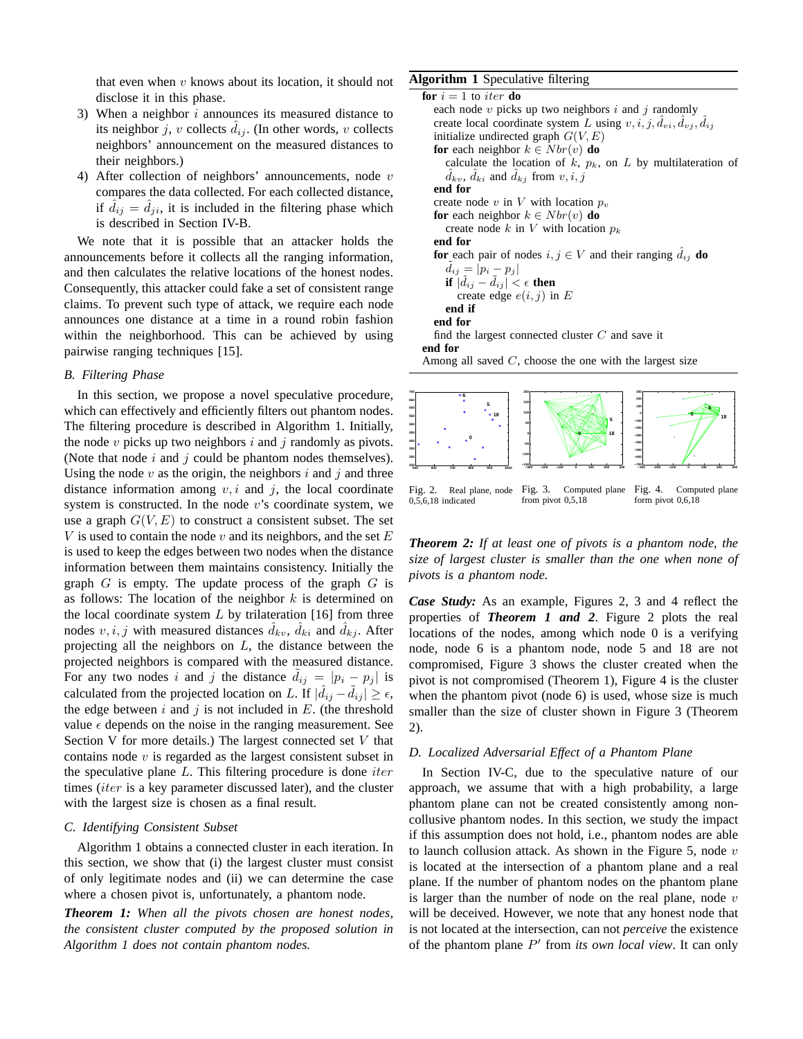that even when $v$ knows about its location, it should not disclose it in this phase.

3) When a neighbor $i$ announces its measured distance to its neighbor $j$, $v$ collects $\hat{d}_{ij}$. (In other words, $v$ collects neighbors' announcement on the measured distances to their neighbors.)
4) After collection of neighbors' announcements, node $v$ compares the data collected. For each collected distance, if $\hat{d}_{ij} = \hat{d}_{ji}$, it is included in the filtering phase which is described in Section IV-B.

We note that it is possible that an attacker holds the announcements before it collects all the ranging information, and then calculates the relative locations of the honest nodes. Consequently, this attacker could fake a set of consistent range claims. To prevent such type of attack, we require each node announces one distance at a time in a round robin fashion within the neighborhood. This can be achieved by using pairwise ranging techniques [15].

### B. Filtering Phase

In this section, we propose a novel speculative procedure, which can effectively and efficiently filters out phantom nodes. The filtering procedure is described in Algorithm 1. Initially, the node $v$ picks up two neighbors $i$ and $j$ randomly as pivots. (Note that node $i$ and $j$ could be phantom nodes themselves). Using the node $v$ as the origin, the neighbors $i$ and $j$ and three distance information among $v, i$ and $j$, the local coordinate system is constructed. In the node $v$'s coordinate system, we use a graph $G(V, E)$ to construct a consistent subset. The set $V$ is used to contain the node $v$ and its neighbors, and the set $E$ is used to keep the edges between two nodes when the distance information between them maintains consistency. Initially the graph $G$ is empty. The update process of the graph $G$ is as follows: The location of the neighbor $k$ is determined on the local coordinate system $L$ by trilateration [16] from three nodes $v, i, j$ with measured distances $\hat{d}_{kv}$, $\hat{d}_{ki}$ and $\hat{d}_{kj}$. After projecting all the neighbors on $L$, the distance between the projected neighbors is compared with the measured distance. For any two nodes $i$ and $j$ the distance $\tilde{d}_{ij} = |p_i - p_j|$ is calculated from the projected location on $L$. If $|\hat{d}_{ij} - \tilde{d}_{ij}| \geq \epsilon$, the edge between $i$ and $j$ is not included in $E$. (the threshold value $\epsilon$ depends on the noise in the ranging measurement. See Section V for more details.) The largest connected set $V$ that contains node $v$ is regarded as the largest consistent subset in the speculative plane $L$. This filtering procedure is done $iter$ times ($iter$ is a key parameter discussed later), and the cluster with the largest size is chosen as a final result.

### C. Identifying Consistent Subset

Algorithm 1 obtains a connected cluster in each iteration. In this section, we show that (i) the largest cluster must consist of only legitimate nodes and (ii) we can determine the case where a chosen pivot is, unfortunately, a phantom node.

***Theorem 1:*** *When all the pivots chosen are honest nodes, the consistent cluster computed by the proposed solution in Algorithm 1 does not contain phantom nodes.*

**Algorithm 1** Speculative filtering

```
for i = 1 to iter do
  each node v picks up two neighbors i and j randomly
  create local coordinate system L using v, i, j, d̂_vi, d̂_vj, d̂_ij
  initialize undirected graph G(V, E)
  for each neighbor k ∈ Nbr(v) do
    calculate the location of k, p_k, on L by multilateration of
    d̂_kv, d̂_ki and d̂_kj from v, i, j
  end for
  create node v in V with location p_v
  for each neighbor k ∈ Nbr(v) do
    create node k in V with location p_k
  end for
  for each pair of nodes i, j ∈ V and their ranging d̂_ij do
    d̃_ij = |p_i − p_j|
    if |d̂_ij − d̃_ij| < ε then
      create edge e(i, j) in E
    end if
  end for
  find the largest connected cluster C and save it
end for
Among all saved C, choose the one with the largest size
```

Fig. 2. Real plane, node 0,5,6,18 indicated

Fig. 3. Computed plane from pivot 0,5,18

Fig. 4. Computed plane form pivot 0,6,18

***Theorem 2:*** *If at least one of pivots is a phantom node, the size of largest cluster is smaller than the one when none of pivots is a phantom node.*

***Case Study:*** As an example, Figures 2, 3 and 4 reflect the properties of ***Theorem 1 and 2***. Figure 2 plots the real locations of the nodes, among which node 0 is a verifying node, node 6 is a phantom node, node 5 and 18 are not compromised, Figure 3 shows the cluster created when the pivot is not compromised (Theorem 1), Figure 4 is the cluster when the phantom pivot (node 6) is used, whose size is much smaller than the size of cluster shown in Figure 3 (Theorem 2).

### D. Localized Adversarial Effect of a Phantom Plane

In Section IV-C, due to the speculative nature of our approach, we assume that with a high probability, a large phantom plane can not be created consistently among non-collusive phantom nodes. In this section, we study the impact if this assumption does not hold, i.e., phantom nodes are able to launch collusion attack. As shown in the Figure 5, node $v$ is located at the intersection of a phantom plane and a real plane. If the number of phantom nodes on the phantom plane is larger than the number of node on the real plane, node $v$ will be deceived. However, we note that any honest node that is not located at the intersection, can not *perceive* the existence of the phantom plane $P'$ from *its own local view*. It can only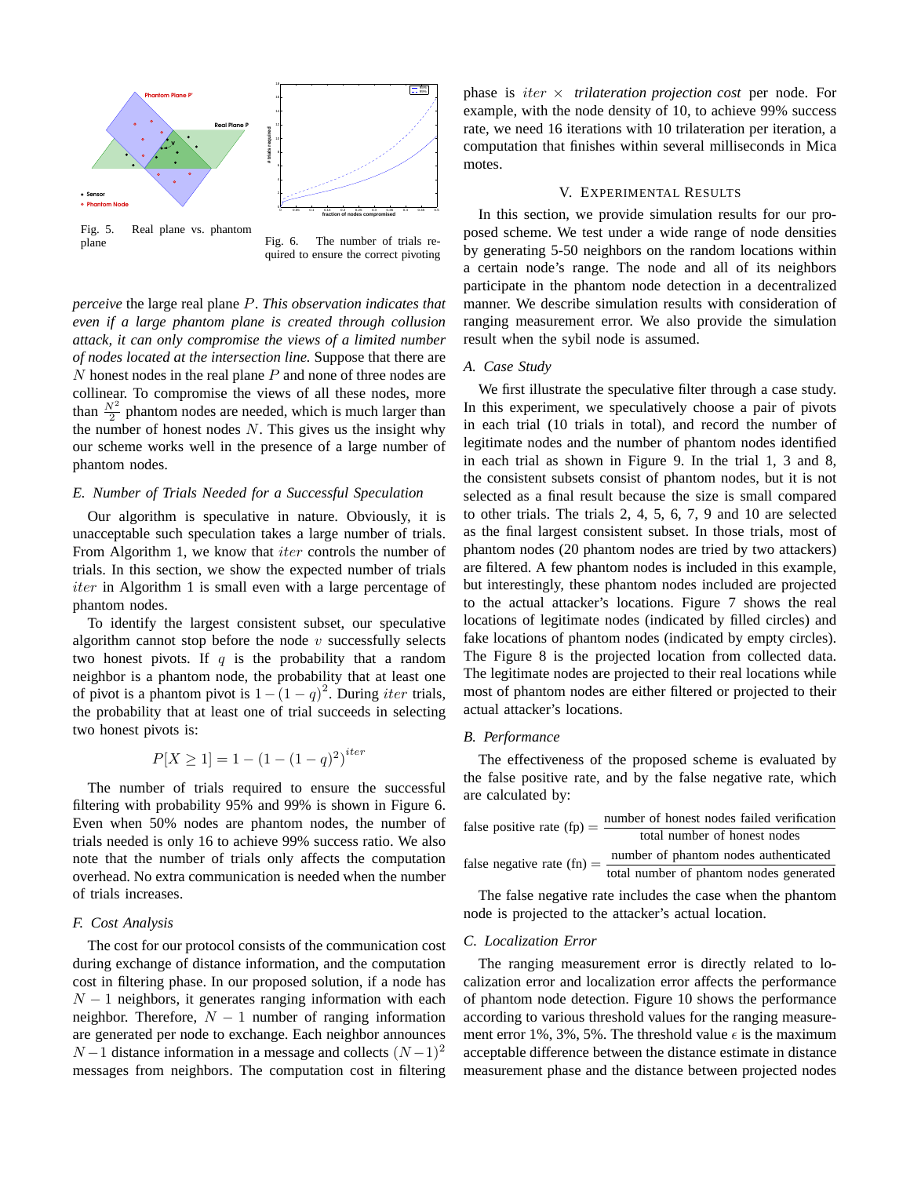Fig. 5. Real plane vs. phantom plane

Fig. 6. The number of trials required to ensure the correct pivoting

*perceive* the large real plane $P$. *This observation indicates that even if a large phantom plane is created through collusion attack, it can only compromise the views of a limited number of nodes located at the intersection line.* Suppose that there are $N$ honest nodes in the real plane $P$ and none of three nodes are collinear. To compromise the views of all these nodes, more than $\frac{N^2}{2}$ phantom nodes are needed, which is much larger than the number of honest nodes $N$. This gives us the insight why our scheme works well in the presence of a large number of phantom nodes.

### E. Number of Trials Needed for a Successful Speculation

Our algorithm is speculative in nature. Obviously, it is unacceptable such speculation takes a large number of trials. From Algorithm 1, we know that $iter$ controls the number of trials. In this section, we show the expected number of trials $iter$ in Algorithm 1 is small even with a large percentage of phantom nodes.

To identify the largest consistent subset, our speculative algorithm cannot stop before the node $v$ successfully selects two honest pivots. If $q$ is the probability that a random neighbor is a phantom node, the probability that at least one of pivot is a phantom pivot is $1-(1-q)^2$. During $iter$ trials, the probability that at least one of trial succeeds in selecting two honest pivots is:

$$P[X \geq 1] = 1 - (1-(1-q)^2)^{iter}$$

The number of trials required to ensure the successful filtering with probability 95% and 99% is shown in Figure 6. Even when 50% nodes are phantom nodes, the number of trials needed is only 16 to achieve 99% success ratio. We also note that the number of trials only affects the computation overhead. No extra communication is needed when the number of trials increases.

### F. Cost Analysis

The cost for our protocol consists of the communication cost during exchange of distance information, and the computation cost in filtering phase. In our proposed solution, if a node has $N-1$ neighbors, it generates ranging information with each neighbor. Therefore, $N-1$ number of ranging information are generated per node to exchange. Each neighbor announces $N-1$ distance information in a message and collects $(N-1)^2$ messages from neighbors. The computation cost in filtering phase is $iter \times$ *trilateration projection cost* per node. For example, with the node density of 10, to achieve 99% success rate, we need 16 iterations with 10 trilateration per iteration, a computation that finishes within several milliseconds in Mica motes.

## V. Experimental Results

In this section, we provide simulation results for our proposed scheme. We test under a wide range of node densities by generating 5-50 neighbors on the random locations within a certain node's range. The node and all of its neighbors participate in the phantom node detection in a decentralized manner. We describe simulation results with consideration of ranging measurement error. We also provide the simulation result when the sybil node is assumed.

### A. Case Study

We first illustrate the speculative filter through a case study. In this experiment, we speculatively choose a pair of pivots in each trial (10 trials in total), and record the number of legitimate nodes and the number of phantom nodes identified in each trial as shown in Figure 9. In the trial 1, 3 and 8, the consistent subsets consist of phantom nodes, but it is not selected as a final result because the size is small compared to other trials. The trials 2, 4, 5, 6, 7, 9 and 10 are selected as the final largest consistent subset. In those trials, most of phantom nodes (20 phantom nodes are tried by two attackers) are filtered. A few phantom nodes is included in this example, but interestingly, these phantom nodes included are projected to the actual attacker's locations. Figure 7 shows the real locations of legitimate nodes (indicated by filled circles) and fake locations of phantom nodes (indicated by empty circles). The Figure 8 is the projected location from collected data. The legitimate nodes are projected to their real locations while most of phantom nodes are either filtered or projected to their actual attacker's locations.

### B. Performance

The effectiveness of the proposed scheme is evaluated by the false positive rate, and by the false negative rate, which are calculated by:

$$\text{false positive rate (fp)} = \frac{\text{number of honest nodes failed verification}}{\text{total number of honest nodes}}$$

$$\text{false negative rate (fn)} = \frac{\text{number of phantom nodes authenticated}}{\text{total number of phantom nodes generated}}$$

The false negative rate includes the case when the phantom node is projected to the attacker's actual location.

### C. Localization Error

The ranging measurement error is directly related to localization error and localization error affects the performance of phantom node detection. Figure 10 shows the performance according to various threshold values for the ranging measurement error 1%, 3%, 5%. The threshold value $\epsilon$ is the maximum acceptable difference between the distance estimate in distance measurement phase and the distance between projected nodes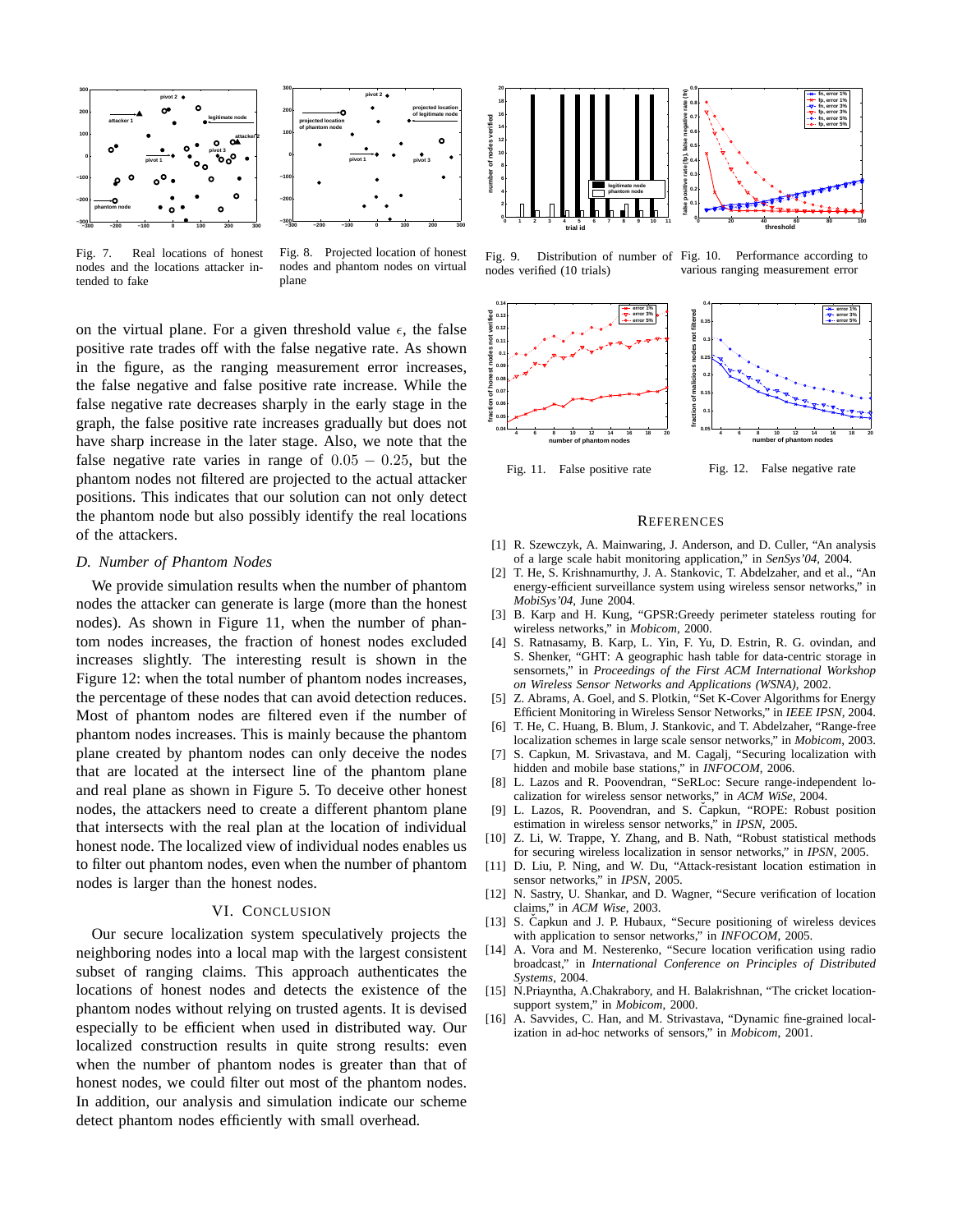300
200
100
0
−100
−200
−300
−300 −200 −100 0 100 200 300
pivot 2
attacker 1
legitimate node
attacker 2
pivot 3
pivot 1
phantom node

Fig. 7. Real locations of honest nodes and the locations attacker intended to fake

300
200
100
0
−100
−200
−300
−300 −200 −100 0 100 200 300
pivot 2
projected location of phantom node
projected location of legitimate node
pivot 1
pivot 3

Fig. 8. Projected location of honest nodes and phantom nodes on virtual plane

20
18
16
14
12
10
8
6
4
2
0
0 1 2 3 4 5 6 7 8 9 10 11
number of nodes verified
trial id
legitimate node
phantom node

Fig. 9. Distribution of number of nodes verified (10 trials)

0.9
0.8
0.7
0.6
0.5
0.4
0.3
0.2
0.1
0
0 20 40 60 80 100
false positive rate (fp), false negative rate (fn)
threshold
fn, error 1%
fp, error 1%
fn, error 3%
fp, error 3%
fn, error 5%
fp, error 5%

Fig. 10. Performance according to various ranging measurement error

on the virtual plane. For a given threshold value $\epsilon$, the false positive rate trades off with the false negative rate. As shown in the figure, as the ranging measurement error increases, the false negative and false positive rate increase. While the false negative rate decreases sharply in the early stage in the graph, the false positive rate increases gradually but does not have sharp increase in the later stage. Also, we note that the false negative rate varies in range of $0.05 - 0.25$, but the phantom nodes not filtered are projected to the actual attacker positions. This indicates that our solution can not only detect the phantom node but also possibly identify the real locations of the attackers.

### *D. Number of Phantom Nodes*

We provide simulation results when the number of phantom nodes the attacker can generate is large (more than the honest nodes). As shown in Figure 11, when the number of phantom nodes increases, the fraction of honest nodes excluded increases slightly. The interesting result is shown in the Figure 12: when the total number of phantom nodes increases, the percentage of these nodes that can avoid detection reduces. Most of phantom nodes are filtered even if the number of phantom nodes increases. This is mainly because the phantom plane created by phantom nodes can only deceive the nodes that are located at the intersect line of the phantom plane and real plane as shown in Figure 5. To deceive other honest nodes, the attackers need to create a different phantom plane that intersects with the real plan at the location of individual honest node. The localized view of individual nodes enables us to filter out phantom nodes, even when the number of phantom nodes is larger than the honest nodes.

0.14
0.13
0.12
0.11
0.1
0.09
0.08
0.07
0.06
0.05
0.04
4 6 8 10 12 14 16 18 20
fraction of honest nodes not verified
number of phantom nodes
error 1%
error 3%
error 5%

Fig. 11. False positive rate

0.4
0.35
0.3
0.25
0.2
0.15
0.1
0.05
4 6 8 10 12 14 16 18 20
fraction of malicious nodes not filtered
number of phantom nodes
error 1%
error 3%
error 5%

Fig. 12. False negative rate

## VI. Conclusion

Our secure localization system speculatively projects the neighboring nodes into a local map with the largest consistent subset of ranging claims. This approach authenticates the locations of honest nodes and detects the existence of the phantom nodes without relying on trusted agents. It is devised especially to be efficient when used in distributed way. Our localized construction results in quite strong results: even when the number of phantom nodes is greater than that of honest nodes, we could filter out most of the phantom nodes. In addition, our analysis and simulation indicate our scheme detect phantom nodes efficiently with small overhead.

## References

[1] R. Szewczyk, A. Mainwaring, J. Anderson, and D. Culler, "An analysis of a large scale habit monitoring application," in *SenSys'04*, 2004.

[2] T. He, S. Krishnamurthy, J. A. Stankovic, T. Abdelzaher, and et al., "An energy-efficient surveillance system using wireless sensor networks," in *MobiSys'04*, June 2004.

[3] B. Karp and H. Kung, "GPSR:Greedy perimeter stateless routing for wireless networks," in *Mobicom*, 2000.

[4] S. Ratnasamy, B. Karp, L. Yin, F. Yu, D. Estrin, R. G. ovindan, and S. Shenker, "GHT: A geographic hash table for data-centric storage in sensornets," in *Proceedings of the First ACM International Workshop on Wireless Sensor Networks and Applications (WSNA)*, 2002.

[5] Z. Abrams, A. Goel, and S. Plotkin, "Set K-Cover Algorithms for Energy Efficient Monitoring in Wireless Sensor Networks," in *IEEE IPSN*, 2004.

[6] T. He, C. Huang, B. Blum, J. Stankovic, and T. Abdelzaher, "Range-free localization schemes in large scale sensor networks," in *Mobicom*, 2003.

[7] S. Capkun, M. Srivastava, and M. Cagalj, "Securing localization with hidden and mobile base stations," in *INFOCOM*, 2006.

[8] L. Lazos and R. Poovendran, "SeRLoc: Secure range-independent localization for wireless sensor networks," in *ACM WiSe*, 2004.

[9] L. Lazos, R. Poovendran, and S. Čapkun, "ROPE: Robust position estimation in wireless sensor networks," in *IPSN*, 2005.

[10] Z. Li, W. Trappe, Y. Zhang, and B. Nath, "Robust statistical methods for securing wireless localization in sensor networks," in *IPSN*, 2005.

[11] D. Liu, P. Ning, and W. Du, "Attack-resistant location estimation in sensor networks," in *IPSN*, 2005.

[12] N. Sastry, U. Shankar, and D. Wagner, "Secure verification of location claims," in *ACM Wise*, 2003.

[13] S. Čapkun and J. P. Hubaux, "Secure positioning of wireless devices with application to sensor networks," in *INFOCOM*, 2005.

[14] A. Vora and M. Nesterenko, "Secure location verification using radio broadcast," in *International Conference on Principles of Distributed Systems*, 2004.

[15] N.Priayntha, A.Chakrabory, and H. Balakrishnan, "The cricket location-support system," in *Mobicom*, 2000.

[16] A. Savvides, C. Han, and M. Strivastava, "Dynamic fine-grained localization in ad-hoc networks of sensors," in *Mobicom*, 2001.